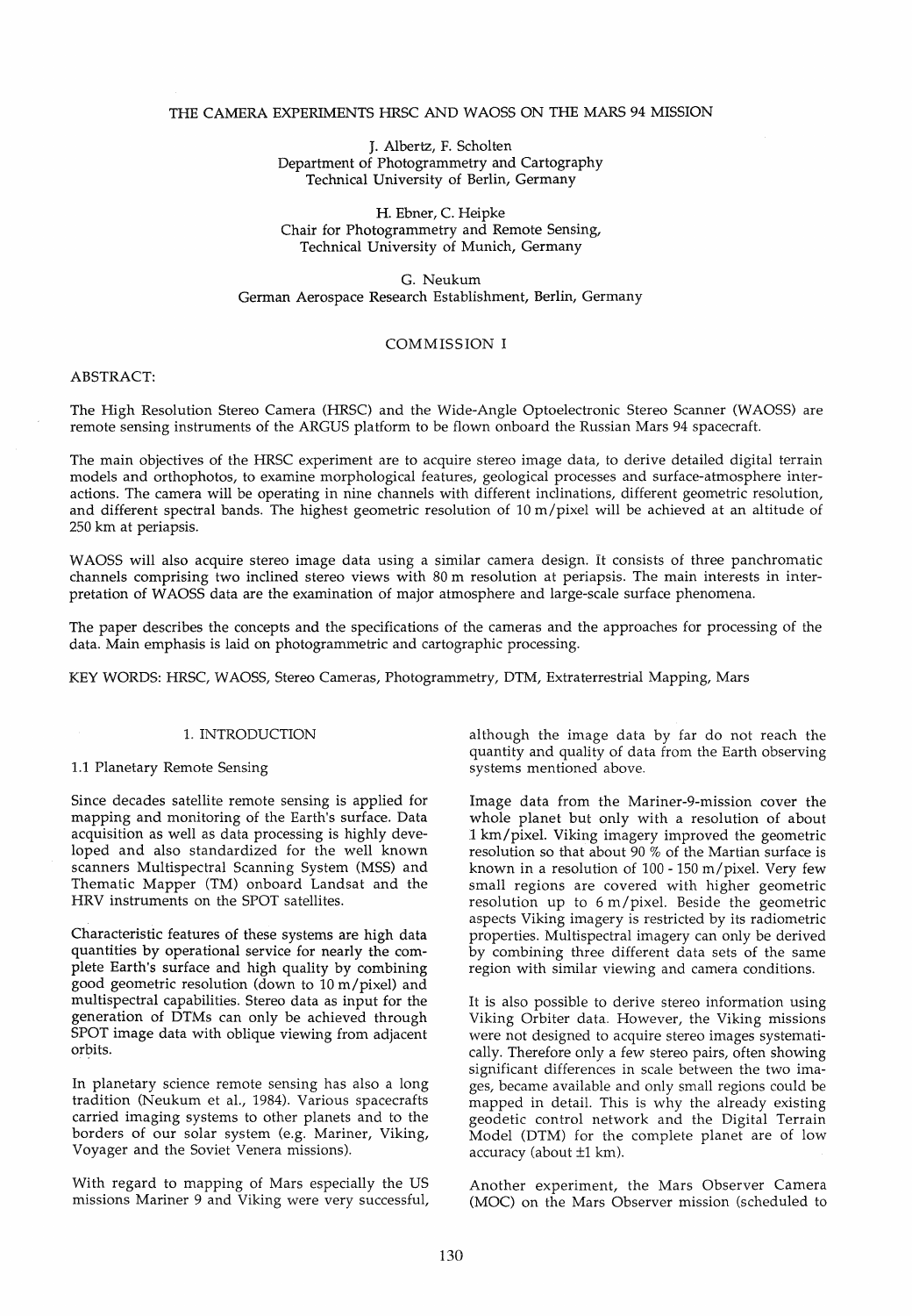# THE CAMERA EXPERIMENTS HRSC AND WAOSS ON THE MARS 94 MISSION

J. Albertz, F. Scholten
Department of Photogrammetry and Cartography
Technical University of Berlin, Germany

H. Ebner, C. Heipke
Chair for Photogrammetry and Remote Sensing,
Technical University of Munich, Germany

G. Neukum
German Aerospace Research Establishment, Berlin, Germany

COMMISSION I

ABSTRACT:

The High Resolution Stereo Camera (HRSC) and the Wide-Angle Optoelectronic Stereo Scanner (WAOSS) are remote sensing instruments of the ARGUS platform to be flown onboard the Russian Mars 94 spacecraft.

The main objectives of the HRSC experiment are to acquire stereo image data, to derive detailed digital terrain models and orthophotos, to examine morphological features, geological processes and surface-atmosphere interactions. The camera will be operating in nine channels with different inclinations, different geometric resolution, and different spectral bands. The highest geometric resolution of 10 m/pixel will be achieved at an altitude of 250 km at periapsis.

WAOSS will also acquire stereo image data using a similar camera design. It consists of three panchromatic channels comprising two inclined stereo views with 80 m resolution at periapsis. The main interests in interpretation of WAOSS data are the examination of major atmosphere and large-scale surface phenomena.

The paper describes the concepts and the specifications of the cameras and the approaches for processing of the data. Main emphasis is laid on photogrammetric and cartographic processing.

KEY WORDS: HRSC, WAOSS, Stereo Cameras, Photogrammetry, DTM, Extraterrestrial Mapping, Mars

## 1. INTRODUCTION

### 1.1 Planetary Remote Sensing

Since decades satellite remote sensing is applied for mapping and monitoring of the Earth's surface. Data acquisition as well as data processing is highly developed and also standardized for the well known scanners Multispectral Scanning System (MSS) and Thematic Mapper (TM) onboard Landsat and the HRV instruments on the SPOT satellites.

Characteristic features of these systems are high data quantities by operational service for nearly the complete Earth's surface and high quality by combining good geometric resolution (down to 10 m/pixel) and multispectral capabilities. Stereo data as input for the generation of DTMs can only be achieved through SPOT image data with oblique viewing from adjacent orbits.

In planetary science remote sensing has also a long tradition (Neukum et al., 1984). Various spacecrafts carried imaging systems to other planets and to the borders of our solar system (e.g. Mariner, Viking, Voyager and the Soviet Venera missions).

With regard to mapping of Mars especially the US missions Mariner 9 and Viking were very successful, although the image data by far do not reach the quantity and quality of data from the Earth observing systems mentioned above.

Image data from the Mariner-9-mission cover the whole planet but only with a resolution of about 1 km/pixel. Viking imagery improved the geometric resolution so that about 90 % of the Martian surface is known in a resolution of 100 - 150 m/pixel. Very few small regions are covered with higher geometric resolution up to 6 m/pixel. Beside the geometric aspects Viking imagery is restricted by its radiometric properties. Multispectral imagery can only be derived by combining three different data sets of the same region with similar viewing and camera conditions.

It is also possible to derive stereo information using Viking Orbiter data. However, the Viking missions were not designed to acquire stereo images systematically. Therefore only a few stereo pairs, often showing significant differences in scale between the two images, became available and only small regions could be mapped in detail. This is why the already existing geodetic control network and the Digital Terrain Model (DTM) for the complete planet are of low accuracy (about ±1 km).

Another experiment, the Mars Observer Camera (MOC) on the Mars Observer mission (scheduled to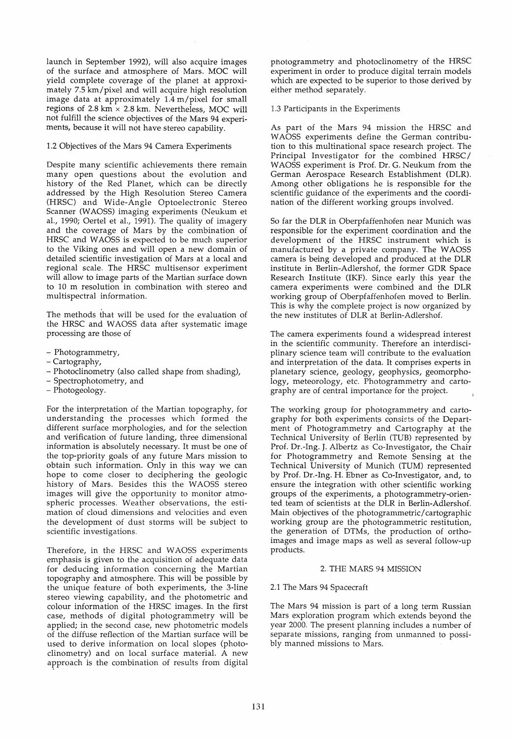launch in September 1992), will also acquire images of the surface and atmosphere of Mars. MOC will yield complete coverage of the planet at approximately 7.5 km/pixel and will acquire high resolution image data at approximately 1.4 m/pixel for small regions of 2.8 km × 2.8 km. Nevertheless, MOC will not fulfill the science objectives of the Mars 94 experiments, because it will not have stereo capability.

### 1.2 Objectives of the Mars 94 Camera Experiments

Despite many scientific achievements there remain many open questions about the evolution and history of the Red Planet, which can be directly addressed by the High Resolution Stereo Camera (HRSC) and Wide-Angle Optoelectronic Stereo Scanner (WAOSS) imaging experiments (Neukum et al., 1990; Oertel et al., 1991). The quality of imagery and the coverage of Mars by the combination of HRSC and WAOSS is expected to be much superior to the Viking ones and will open a new domain of detailed scientific investigation of Mars at a local and regional scale. The HRSC multisensor experiment will allow to image parts of the Martian surface down to 10 m resolution in combination with stereo and multispectral information.

The methods that will be used for the evaluation of the HRSC and WAOSS data after systematic image processing are those of

- Photogrammetry,
- Cartography,
- Photoclinometry (also called shape from shading),
- Spectrophotometry, and
- Photogeology.

For the interpretation of the Martian topography, for understanding the processes which formed the different surface morphologies, and for the selection and verification of future landing, three dimensional information is absolutely necessary. It must be one of the top-priority goals of any future Mars mission to obtain such information. Only in this way we can hope to come closer to deciphering the geologic history of Mars. Besides this the WAOSS stereo images will give the opportunity to monitor atmospheric processes. Weather observations, the estimation of cloud dimensions and velocities and even the development of dust storms will be subject to scientific investigations.

Therefore, in the HRSC and WAOSS experiments emphasis is given to the acquisition of adequate data for deducing information concerning the Martian topography and atmosphere. This will be possible by the unique feature of both experiments, the 3-line stereo viewing capability, and the photometric and colour information of the HRSC images. In the first case, methods of digital photogrammetry will be applied; in the second case, new photometric models of the diffuse reflection of the Martian surface will be used to derive information on local slopes (photoclinometry) and on local surface material. A new approach is the combination of results from digital photogrammetry and photoclinometry of the HRSC experiment in order to produce digital terrain models which are expected to be superior to those derived by either method separately.

### 1.3 Participants in the Experiments

As part of the Mars 94 mission the HRSC and WAOSS experiments define the German contribution to this multinational space research project. The Principal Investigator for the combined HRSC/WAOSS experiment is Prof. Dr. G. Neukum from the German Aerospace Research Establishment (DLR). Among other obligations he is responsible for the scientific guidance of the experiments and the coordination of the different working groups involved.

So far the DLR in Oberpfaffenhofen near Munich was responsible for the experiment coordination and the development of the HRSC instrument which is manufactured by a private company. The WAOSS camera is being developed and produced at the DLR institute in Berlin-Adlershof, the former GDR Space Research Institute (IKF). Since early this year the camera experiments were combined and the DLR working group of Oberpfaffenhofen moved to Berlin. This is why the complete project is now organized by the new institutes of DLR at Berlin-Adlershof.

The camera experiments found a widespread interest in the scientific community. Therefore an interdisciplinary science team will contribute to the evaluation and interpretation of the data. It comprises experts in planetary science, geology, geophysics, geomorphology, meteorology, etc. Photogrammetry and cartography are of central importance for the project.

The working group for photogrammetry and cartography for both experiments consists of the Department of Photogrammetry and Cartography at the Technical University of Berlin (TUB) represented by Prof. Dr.-Ing. J. Albertz as Co-Investigator, the Chair for Photogrammetry and Remote Sensing at the Technical University of Munich (TUM) represented by Prof. Dr.-Ing. H. Ebner as Co-Investigator, and, to ensure the integration with other scientific working groups of the experiments, a photogrammetry-oriented team of scientists at the DLR in Berlin-Adlershof. Main objectives of the photogrammetric/cartographic working group are the photogrammetric restitution, the generation of DTMs, the production of orthoimages and image maps as well as several follow-up products.

## 2. THE MARS 94 MISSION

### 2.1 The Mars 94 Spacecraft

The Mars 94 mission is part of a long term Russian Mars exploration program which extends beyond the year 2000. The present planning includes a number of separate missions, ranging from unmanned to possibly manned missions to Mars.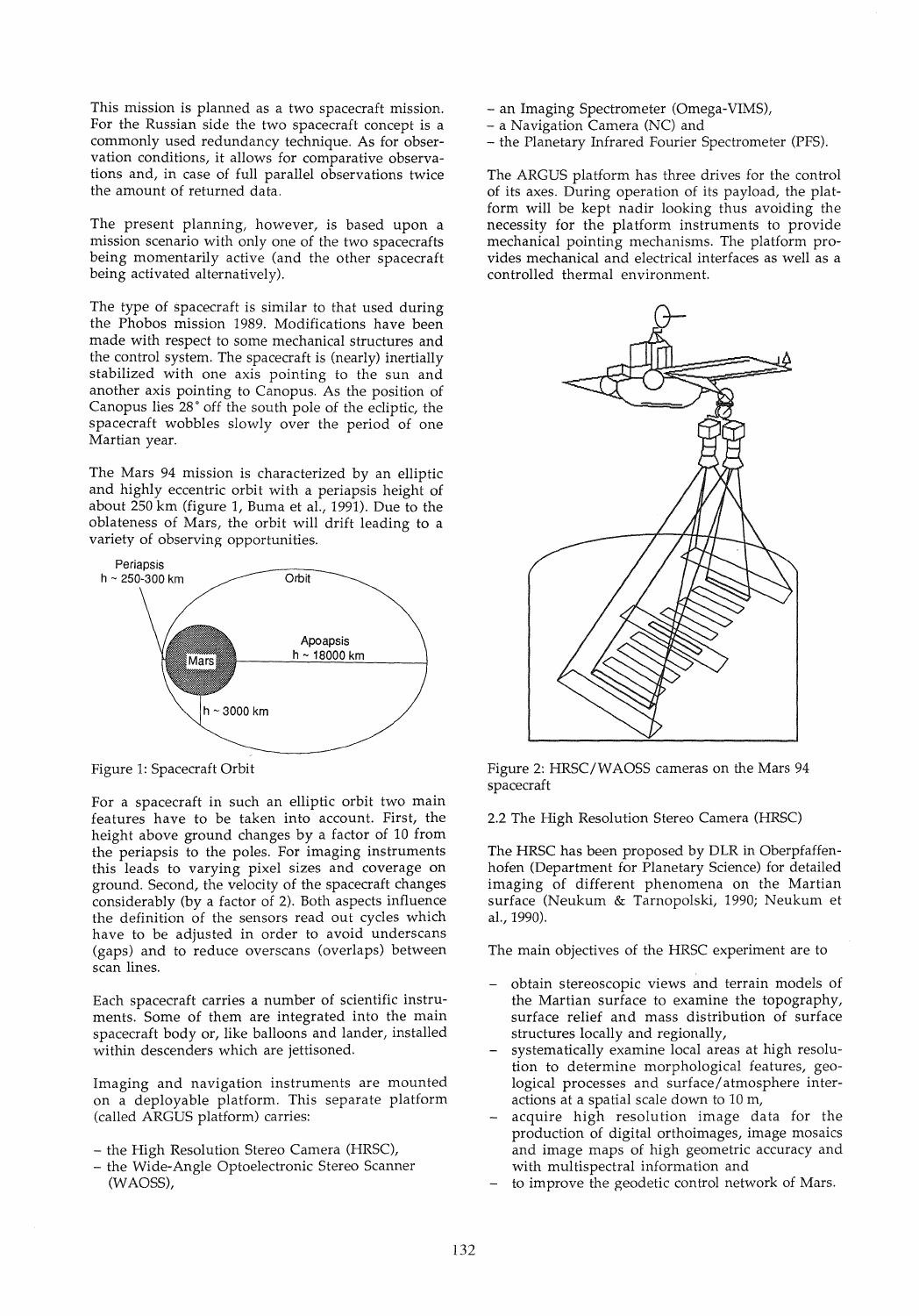This mission is planned as a two spacecraft mission. For the Russian side the two spacecraft concept is a commonly used redundancy technique. As for observation conditions, it allows for comparative observations and, in case of full parallel observations twice the amount of returned data.

The present planning, however, is based upon a mission scenario with only one of the two spacecrafts being momentarily active (and the other spacecraft being activated alternatively).

The type of spacecraft is similar to that used during the Phobos mission 1989. Modifications have been made with respect to some mechanical structures and the control system. The spacecraft is (nearly) inertially stabilized with one axis pointing to the sun and another axis pointing to Canopus. As the position of Canopus lies 28° off the south pole of the ecliptic, the spacecraft wobbles slowly over the period of one Martian year.

The Mars 94 mission is characterized by an elliptic and highly eccentric orbit with a periapsis height of about 250 km (figure 1, Buma et al., 1991). Due to the oblateness of Mars, the orbit will drift leading to a variety of observing opportunities.

Figure 1: Spacecraft Orbit

For a spacecraft in such an elliptic orbit two main features have to be taken into account. First, the height above ground changes by a factor of 10 from the periapsis to the poles. For imaging instruments this leads to varying pixel sizes and coverage on ground. Second, the velocity of the spacecraft changes considerably (by a factor of 2). Both aspects influence the definition of the sensors read out cycles which have to be adjusted in order to avoid underscans (gaps) and to reduce overscans (overlaps) between scan lines.

Each spacecraft carries a number of scientific instruments. Some of them are integrated into the main spacecraft body or, like balloons and lander, installed within descenders which are jettisoned.

Imaging and navigation instruments are mounted on a deployable platform. This separate platform (called ARGUS platform) carries:

- the High Resolution Stereo Camera (HRSC),
- the Wide-Angle Optoelectronic Stereo Scanner (WAOSS),
- an Imaging Spectrometer (Omega-VIMS),
- a Navigation Camera (NC) and
- the Planetary Infrared Fourier Spectrometer (PFS).

The ARGUS platform has three drives for the control of its axes. During operation of its payload, the platform will be kept nadir looking thus avoiding the necessity for the platform instruments to provide mechanical pointing mechanisms. The platform provides mechanical and electrical interfaces as well as a controlled thermal environment.

Figure 2: HRSC/WAOSS cameras on the Mars 94 spacecraft

### 2.2 The High Resolution Stereo Camera (HRSC)

The HRSC has been proposed by DLR in Oberpfaffenhofen (Department for Planetary Science) for detailed imaging of different phenomena on the Martian surface (Neukum & Tarnopolski, 1990; Neukum et al., 1990).

The main objectives of the HRSC experiment are to

- obtain stereoscopic views and terrain models of the Martian surface to examine the topography, surface relief and mass distribution of surface structures locally and regionally,
- systematically examine local areas at high resolution to determine morphological features, geological processes and surface/atmosphere interactions at a spatial scale down to 10 m,
- acquire high resolution image data for the production of digital orthoimages, image mosaics and image maps of high geometric accuracy and with multispectral information and
- to improve the geodetic control network of Mars.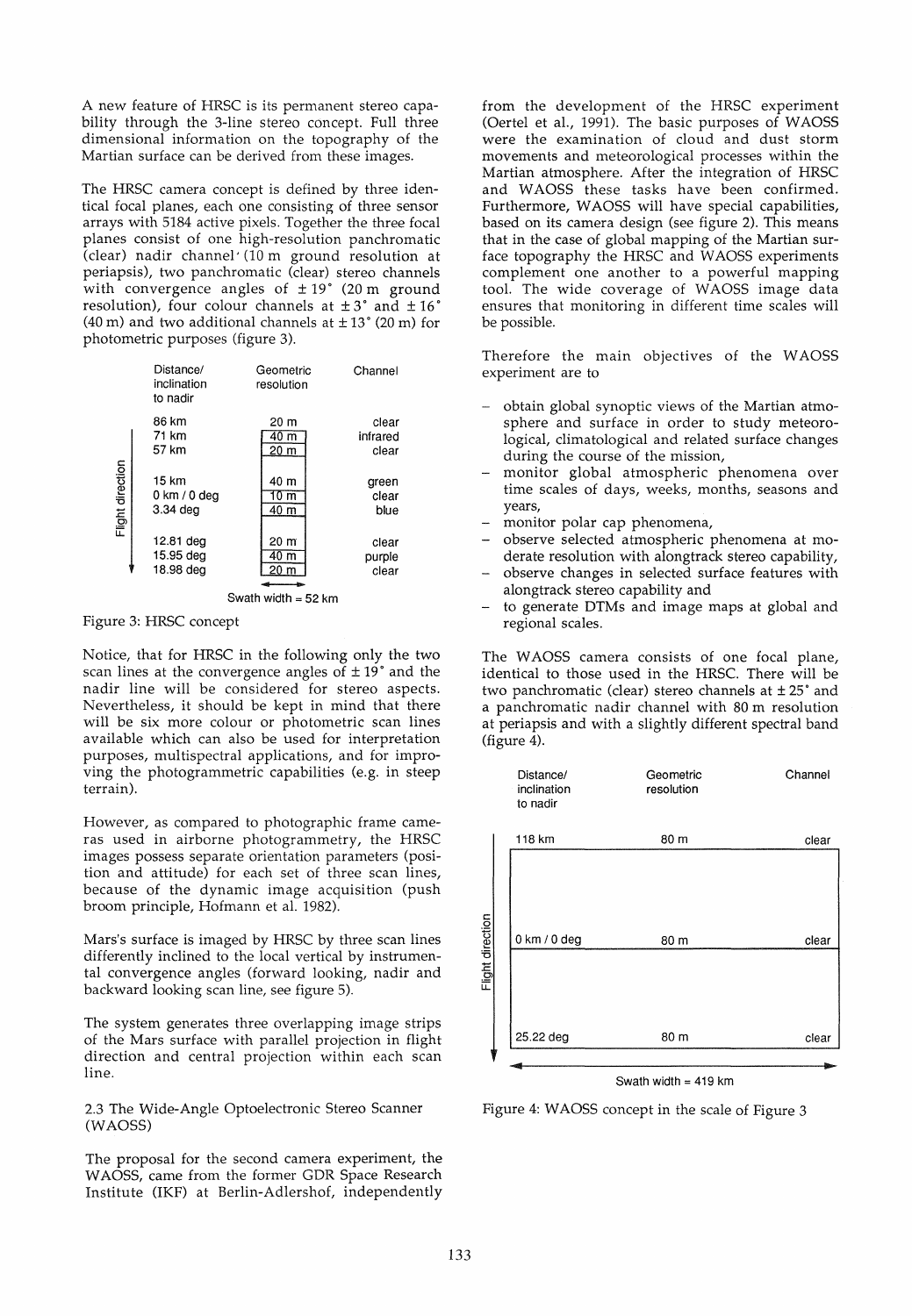A new feature of HRSC is its permanent stereo capability through the 3-line stereo concept. Full three dimensional information on the topography of the Martian surface can be derived from these images.

The HRSC camera concept is defined by three identical focal planes, each one consisting of three sensor arrays with 5184 active pixels. Together the three focal planes consist of one high-resolution panchromatic (clear) nadir channel (10 m ground resolution at periapsis), two panchromatic (clear) stereo channels with convergence angles of ± 19° (20 m ground resolution), four colour channels at ± 3° and ± 16° (40 m) and two additional channels at ± 13° (20 m) for photometric purposes (figure 3).

| Distance/ inclination to nadir | Geometric resolution | Channel |
|---|---|---|
| 86 km | 20 m | clear |
| 71 km | 40 m | infrared |
| 57 km | 20 m | clear |
| 15 km | 40 m | green |
| 0 km / 0 deg | 10 m | clear |
| 3.34 deg | 40 m | blue |
| 12.81 deg | 20 m | clear |
| 15.95 deg | 40 m | purple |
| 18.98 deg | 20 m | clear |

Flight direction

Swath width = 52 km

Figure 3: HRSC concept

Notice, that for HRSC in the following only the two scan lines at the convergence angles of ± 19° and the nadir line will be considered for stereo aspects. Nevertheless, it should be kept in mind that there will be six more colour or photometric scan lines available which can also be used for interpretation purposes, multispectral applications, and for improving the photogrammetric capabilities (e.g. in steep terrain).

However, as compared to photographic frame cameras used in airborne photogrammetry, the HRSC images possess separate orientation parameters (position and attitude) for each set of three scan lines, because of the dynamic image acquisition (push broom principle, Hofmann et al. 1982).

Mars's surface is imaged by HRSC by three scan lines differently inclined to the local vertical by instrumental convergence angles (forward looking, nadir and backward looking scan line, see figure 5).

The system generates three overlapping image strips of the Mars surface with parallel projection in flight direction and central projection within each scan line.

### 2.3 The Wide-Angle Optoelectronic Stereo Scanner (WAOSS)

The proposal for the second camera experiment, the WAOSS, came from the former GDR Space Research Institute (IKF) at Berlin-Adlershof, independently from the development of the HRSC experiment (Oertel et al., 1991). The basic purposes of WAOSS were the examination of cloud and dust storm movements and meteorological processes within the Martian atmosphere. After the integration of HRSC and WAOSS these tasks have been confirmed. Furthermore, WAOSS will have special capabilities, based on its camera design (see figure 2). This means that in the case of global mapping of the Martian surface topography the HRSC and WAOSS experiments complement one another to a powerful mapping tool. The wide coverage of WAOSS image data ensures that monitoring in different time scales will be possible.

Therefore the main objectives of the WAOSS experiment are to

- obtain global synoptic views of the Martian atmosphere and surface in order to study meteorological, climatological and related surface changes during the course of the mission,
- monitor global atmospheric phenomena over time scales of days, weeks, months, seasons and years,
- monitor polar cap phenomena,
- observe selected atmospheric phenomena at moderate resolution with alongtrack stereo capability,
- observe changes in selected surface features with alongtrack stereo capability and
- to generate DTMs and image maps at global and regional scales.

The WAOSS camera consists of one focal plane, identical to those used in the HRSC. There will be two panchromatic (clear) stereo channels at ± 25° and a panchromatic nadir channel with 80 m resolution at periapsis and with a slightly different spectral band (figure 4).

| Distance/ inclination to nadir | Geometric resolution | Channel |
|---|---|---|
| 118 km | 80 m | clear |
| 0 km / 0 deg | 80 m | clear |
| 25.22 deg | 80 m | clear |

Flight direction

Swath width = 419 km

Figure 4: WAOSS concept in the scale of Figure 3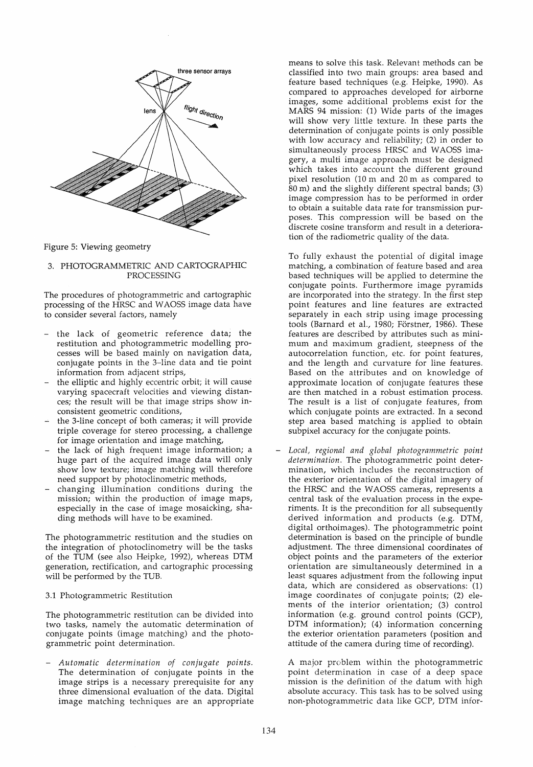Figure 5: Viewing geometry

## 3. PHOTOGRAMMETRIC AND CARTOGRAPHIC PROCESSING

The procedures of photogrammetric and cartographic processing of the HRSC and WAOSS image data have to consider several factors, namely

- the lack of geometric reference data; the restitution and photogrammetric modelling processes will be based mainly on navigation data, conjugate points in the 3-line data and tie point information from adjacent strips,
- the elliptic and highly eccentric orbit; it will cause varying spacecraft velocities and viewing distances; the result will be that image strips show inconsistent geometric conditions,
- the 3-line concept of both cameras; it will provide triple coverage for stereo processing, a challenge for image orientation and image matching,
- the lack of high frequent image information; a huge part of the acquired image data will only show low texture; image matching will therefore need support by photoclinometric methods,
- changing illumination conditions during the mission; within the production of image maps, especially in the case of image mosaicking, shading methods will have to be examined.

The photogrammetric restitution and the studies on the integration of photoclinometry will be the tasks of the TUM (see also Heipke, 1992), whereas DTM generation, rectification, and cartographic processing will be performed by the TUB.

### 3.1 Photogrammetric Restitution

The photogrammetric restitution can be divided into two tasks, namely the automatic determination of conjugate points (image matching) and the photogrammetric point determination.

- *Automatic determination of conjugate points.* The determination of conjugate points in the image strips is a necessary prerequisite for any three dimensional evaluation of the data. Digital image matching techniques are an appropriate means to solve this task. Relevant methods can be classified into two main groups: area based and feature based techniques (e.g. Heipke, 1990). As compared to approaches developed for airborne images, some additional problems exist for the MARS 94 mission: (1) Wide parts of the images will show very little texture. In these parts the determination of conjugate points is only possible with low accuracy and reliability; (2) in order to simultaneously process HRSC and WAOSS imagery, a multi image approach must be designed which takes into account the different ground pixel resolution (10 m and 20 m as compared to 80 m) and the slightly different spectral bands; (3) image compression has to be performed in order to obtain a suitable data rate for transmission purposes. This compression will be based on the discrete cosine transform and result in a deterioration of the radiometric quality of the data.

  To fully exhaust the potential of digital image matching, a combination of feature based and area based techniques will be applied to determine the conjugate points. Furthermore image pyramids are incorporated into the strategy. In the first step point features and line features are extracted separately in each strip using image processing tools (Barnard et al., 1980; Förstner, 1986). These features are described by attributes such as minimum and maximum gradient, steepness of the autocorrelation function, etc. for point features, and the length and curvature for line features. Based on the attributes and on knowledge of approximate location of conjugate features these are then matched in a robust estimation process. The result is a list of conjugate features, from which conjugate points are extracted. In a second step area based matching is applied to obtain subpixel accuracy for the conjugate points.

- *Local, regional and global photogrammetric point determination.* The photogrammetric point determination, which includes the reconstruction of the exterior orientation of the digital imagery of the HRSC and the WAOSS cameras, represents a central task of the evaluation process in the experiments. It is the precondition for all subsequently derived information and products (e.g. DTM, digital orthoimages). The photogrammetric point determination is based on the principle of bundle adjustment. The three dimensional coordinates of object points and the parameters of the exterior orientation are simultaneously determined in a least squares adjustment from the following input data, which are considered as observations: (1) image coordinates of conjugate points; (2) elements of the interior orientation; (3) control information (e.g. ground control points (GCP), DTM information); (4) information concerning the exterior orientation parameters (position and attitude of the camera during time of recording).

  A major problem within the photogrammetric point determination in case of a deep space mission is the definition of the datum with high absolute accuracy. This task has to be solved using non-photogrammetric data like GCP, DTM infor-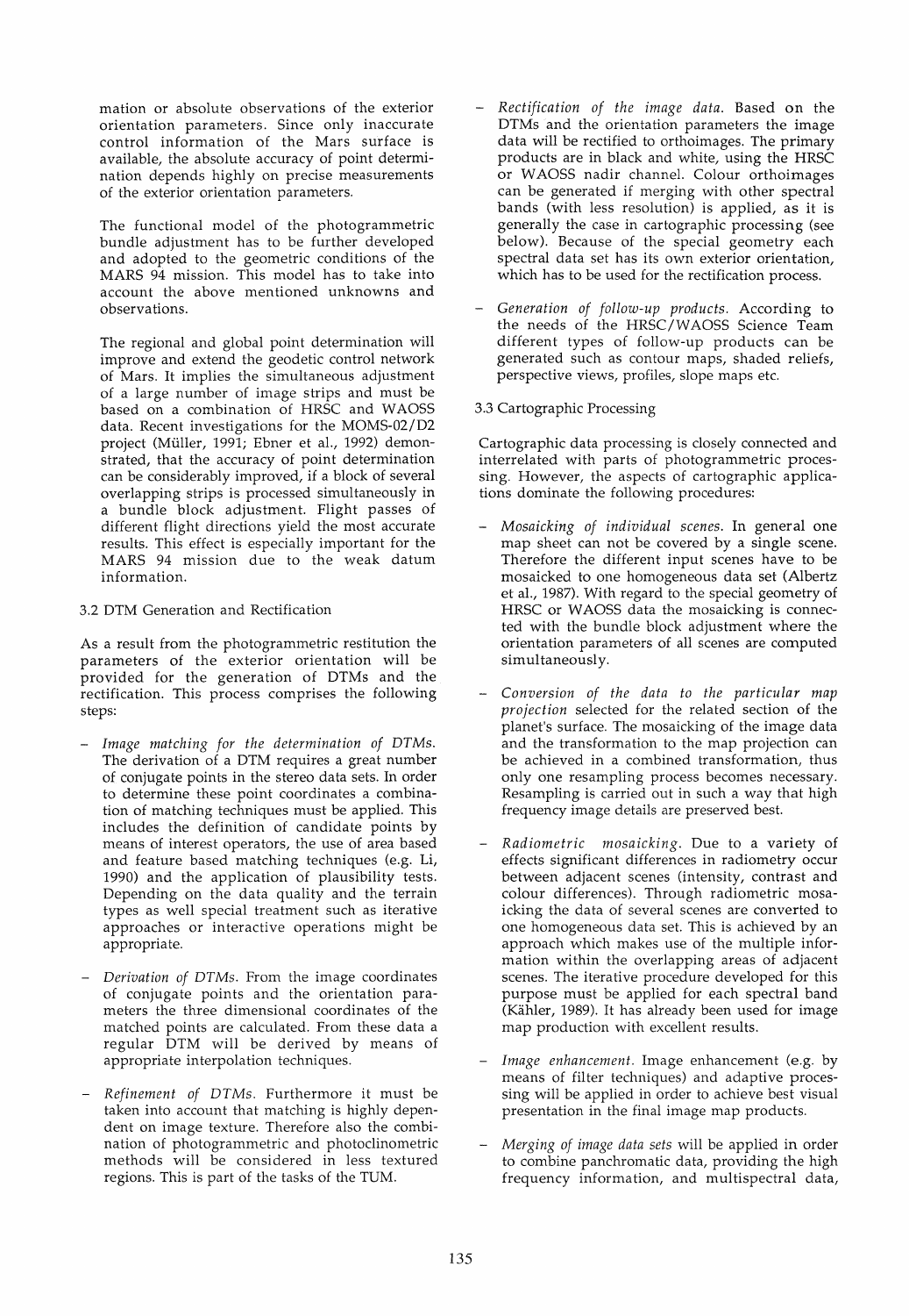mation or absolute observations of the exterior orientation parameters. Since only inaccurate control information of the Mars surface is available, the absolute accuracy of point determination depends highly on precise measurements of the exterior orientation parameters.

The functional model of the photogrammetric bundle adjustment has to be further developed and adopted to the geometric conditions of the MARS 94 mission. This model has to take into account the above mentioned unknowns and observations.

The regional and global point determination will improve and extend the geodetic control network of Mars. It implies the simultaneous adjustment of a large number of image strips and must be based on a combination of HRSC and WAOSS data. Recent investigations for the MOMS-02/D2 project (Müller, 1991; Ebner et al., 1992) demonstrated, that the accuracy of point determination can be considerably improved, if a block of several overlapping strips is processed simultaneously in a bundle block adjustment. Flight passes of different flight directions yield the most accurate results. This effect is especially important for the MARS 94 mission due to the weak datum information.

### 3.2 DTM Generation and Rectification

As a result from the photogrammetric restitution the parameters of the exterior orientation will be provided for the generation of DTMs and the rectification. This process comprises the following steps:

- *Image matching for the determination of DTMs.* The derivation of a DTM requires a great number of conjugate points in the stereo data sets. In order to determine these point coordinates a combination of matching techniques must be applied. This includes the definition of candidate points by means of interest operators, the use of area based and feature based matching techniques (e.g. Li, 1990) and the application of plausibility tests. Depending on the data quality and the terrain types as well special treatment such as iterative approaches or interactive operations might be appropriate.
- *Derivation of DTMs.* From the image coordinates of conjugate points and the orientation parameters the three dimensional coordinates of the matched points are calculated. From these data a regular DTM will be derived by means of appropriate interpolation techniques.
- *Refinement of DTMs.* Furthermore it must be taken into account that matching is highly dependent on image texture. Therefore also the combination of photogrammetric and photoclinometric methods will be considered in less textured regions. This is part of the tasks of the TUM.
- *Rectification of the image data.* Based on the DTMs and the orientation parameters the image data will be rectified to orthoimages. The primary products are in black and white, using the HRSC or WAOSS nadir channel. Colour orthoimages can be generated if merging with other spectral bands (with less resolution) is applied, as it is generally the case in cartographic processing (see below). Because of the special geometry each spectral data set has its own exterior orientation, which has to be used for the rectification process.
- *Generation of follow-up products.* According to the needs of the HRSC/WAOSS Science Team different types of follow-up products can be generated such as contour maps, shaded reliefs, perspective views, profiles, slope maps etc.

### 3.3 Cartographic Processing

Cartographic data processing is closely connected and interrelated with parts of photogrammetric processing. However, the aspects of cartographic applications dominate the following procedures:

- *Mosaicking of individual scenes.* In general one map sheet can not be covered by a single scene. Therefore the different input scenes have to be mosaicked to one homogeneous data set (Albertz et al., 1987). With regard to the special geometry of HRSC or WAOSS data the mosaicking is connected with the bundle block adjustment where the orientation parameters of all scenes are computed simultaneously.
- *Conversion of the data to the particular map projection* selected for the related section of the planet's surface. The mosaicking of the image data and the transformation to the map projection can be achieved in a combined transformation, thus only one resampling process becomes necessary. Resampling is carried out in such a way that high frequency image details are preserved best.
- *Radiometric mosaicking.* Due to a variety of effects significant differences in radiometry occur between adjacent scenes (intensity, contrast and colour differences). Through radiometric mosaicking the data of several scenes are converted to one homogeneous data set. This is achieved by an approach which makes use of the multiple information within the overlapping areas of adjacent scenes. The iterative procedure developed for this purpose must be applied for each spectral band (Kähler, 1989). It has already been used for image map production with excellent results.
- *Image enhancement.* Image enhancement (e.g. by means of filter techniques) and adaptive processing will be applied in order to achieve best visual presentation in the final image map products.
- *Merging of image data sets* will be applied in order to combine panchromatic data, providing the high frequency information, and multispectral data,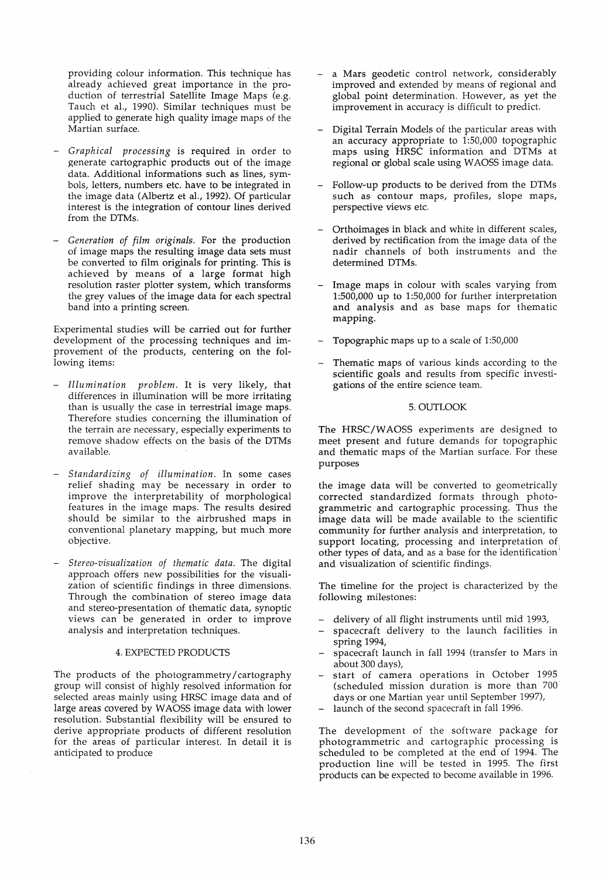providing colour information. This technique has already achieved great importance in the production of terrestrial Satellite Image Maps (e.g. Tauch et al., 1990). Similar techniques must be applied to generate high quality image maps of the Martian surface.

- *Graphical processing* is required in order to generate cartographic products out of the image data. Additional informations such as lines, symbols, letters, numbers etc. have to be integrated in the image data (Albertz et al., 1992). Of particular interest is the integration of contour lines derived from the DTMs.

- *Generation of film originals.* For the production of image maps the resulting image data sets must be converted to film originals for printing. This is achieved by means of a large format high resolution raster plotter system, which transforms the grey values of the image data for each spectral band into a printing screen.

Experimental studies will be carried out for further development of the processing techniques and improvement of the products, centering on the following items:

- *Illumination problem.* It is very likely, that differences in illumination will be more irritating than is usually the case in terrestrial image maps. Therefore studies concerning the illumination of the terrain are necessary, especially experiments to remove shadow effects on the basis of the DTMs available.

- *Standardizing of illumination.* In some cases relief shading may be necessary in order to improve the interpretability of morphological features in the image maps. The results desired should be similar to the airbrushed maps in conventional planetary mapping, but much more objective.

- *Stereo-visualization of thematic data.* The digital approach offers new possibilities for the visualization of scientific findings in three dimensions. Through the combination of stereo image data and stereo-presentation of thematic data, synoptic views can be generated in order to improve analysis and interpretation techniques.

## 4. EXPECTED PRODUCTS

The products of the photogrammetry/cartography group will consist of highly resolved information for selected areas mainly using HRSC image data and of large areas covered by WAOSS image data with lower resolution. Substantial flexibility will be ensured to derive appropriate products of different resolution for the areas of particular interest. In detail it is anticipated to produce

- a Mars geodetic control network, considerably improved and extended by means of regional and global point determination. However, as yet the improvement in accuracy is difficult to predict.

- Digital Terrain Models of the particular areas with an accuracy appropriate to 1:50,000 topographic maps using HRSC information and DTMs at regional or global scale using WAOSS image data.

- Follow-up products to be derived from the DTMs such as contour maps, profiles, slope maps, perspective views etc.

- Orthoimages in black and white in different scales, derived by rectification from the image data of the nadir channels of both instruments and the determined DTMs.

- Image maps in colour with scales varying from 1:500,000 up to 1:50,000 for further interpretation and analysis and as base maps for thematic mapping.

- Topographic maps up to a scale of 1:50,000

- Thematic maps of various kinds according to the scientific goals and results from specific investigations of the entire science team.

## 5. OUTLOOK

The HRSC/WAOSS experiments are designed to meet present and future demands for topographic and thematic maps of the Martian surface. For these purposes

the image data will be converted to geometrically corrected standardized formats through photogrammetric and cartographic processing. Thus the image data will be made available to the scientific community for further analysis and interpretation, to support locating, processing and interpretation of other types of data, and as a base for the identification and visualization of scientific findings.

The timeline for the project is characterized by the following milestones:

- delivery of all flight instruments until mid 1993,
- spacecraft delivery to the launch facilities in spring 1994,
- spacecraft launch in fall 1994 (transfer to Mars in about 300 days),
- start of camera operations in October 1995 (scheduled mission duration is more than 700 days or one Martian year until September 1997),
- launch of the second spacecraft in fall 1996.

The development of the software package for photogrammetric and cartographic processing is scheduled to be completed at the end of 1994. The production line will be tested in 1995. The first products can be expected to become available in 1996.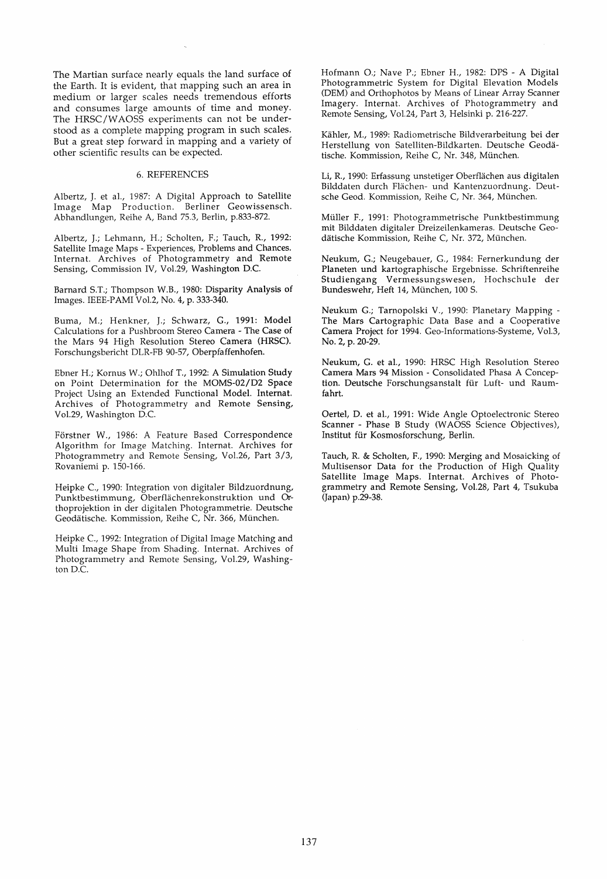The Martian surface nearly equals the land surface of the Earth. It is evident, that mapping such an area in medium or larger scales needs tremendous efforts and consumes large amounts of time and money. The HRSC/WAOSS experiments can not be understood as a complete mapping program in such scales. But a great step forward in mapping and a variety of other scientific results can be expected.

## 6. REFERENCES

Albertz, J. et al., 1987: A Digital Approach to Satellite Image Map Production. Berliner Geowissensch. Abhandlungen, Reihe A, Band 75.3, Berlin, p.833-872.

Albertz, J.; Lehmann, H.; Scholten, F.; Tauch, R., 1992: Satellite Image Maps - Experiences, Problems and Chances. Internat. Archives of Photogrammetry and Remote Sensing, Commission IV, Vol.29, Washington D.C.

Barnard S.T.; Thompson W.B., 1980: Disparity Analysis of Images. IEEE-PAMI Vol.2, No. 4, p. 333-340.

Buma, M.; Henkner, J.; Schwarz, G., 1991: Model Calculations for a Pushbroom Stereo Camera - The Case of the Mars 94 High Resolution Stereo Camera (HRSC). Forschungsbericht DLR-FB 90-57, Oberpfaffenhofen.

Ebner H.; Kornus W.; Ohlhof T., 1992: A Simulation Study on Point Determination for the MOMS-02/D2 Space Project Using an Extended Functional Model. Internat. Archives of Photogrammetry and Remote Sensing, Vol.29, Washington D.C.

Förstner W., 1986: A Feature Based Correspondence Algorithm for Image Matching. Internat. Archives for Photogrammetry and Remote Sensing, Vol.26, Part 3/3, Rovaniemi p. 150-166.

Heipke C., 1990: Integration von digitaler Bildzuordnung, Punktbestimmung, Oberflächenrekonstruktion und Orthoprojektion in der digitalen Photogrammetrie. Deutsche Geodätische. Kommission, Reihe C, Nr. 366, München.

Heipke C., 1992: Integration of Digital Image Matching and Multi Image Shape from Shading. Internat. Archives of Photogrammetry and Remote Sensing, Vol.29, Washington D.C.

Hofmann O.; Nave P.; Ebner H., 1982: DPS - A Digital Photogrammetric System for Digital Elevation Models (DEM) and Orthophotos by Means of Linear Array Scanner Imagery. Internat. Archives of Photogrammetry and Remote Sensing, Vol.24, Part 3, Helsinki p. 216-227.

Kähler, M., 1989: Radiometrische Bildverarbeitung bei der Herstellung von Satelliten-Bildkarten. Deutsche Geodätische. Kommission, Reihe C, Nr. 348, München.

Li, R., 1990: Erfassung unstetiger Oberflächen aus digitalen Bilddaten durch Flächen- und Kantenzuordnung. Deutsche Geod. Kommission, Reihe C, Nr. 364, München.

Müller F., 1991: Photogrammetrische Punktbestimmung mit Bilddaten digitaler Dreizeilenkameras. Deutsche Geodätische Kommission, Reihe C, Nr. 372, München.

Neukum, G.; Neugebauer, G., 1984: Fernerkundung der Planeten und kartographische Ergebnisse. Schriftenreihe Studiengang Vermessungswesen, Hochschule der Bundeswehr, Heft 14, München, 100 S.

Neukum G.; Tarnopolski V., 1990: Planetary Mapping - The Mars Cartographic Data Base and a Cooperative Camera Project for 1994. Geo-Informations-Systeme, Vol.3, No. 2, p. 20-29.

Neukum, G. et al., 1990: HRSC High Resolution Stereo Camera Mars 94 Mission - Consolidated Phasa A Conception. Deutsche Forschungsanstalt für Luft- und Raumfahrt.

Oertel, D. et al., 1991: Wide Angle Optoelectronic Stereo Scanner - Phase B Study (WAOSS Science Objectives), Institut für Kosmosforschung, Berlin.

Tauch, R. & Scholten, F., 1990: Merging and Mosaicking of Multisensor Data for the Production of High Quality Satellite Image Maps. Internat. Archives of Photogrammetry and Remote Sensing, Vol.28, Part 4, Tsukuba (Japan) p.29-38.